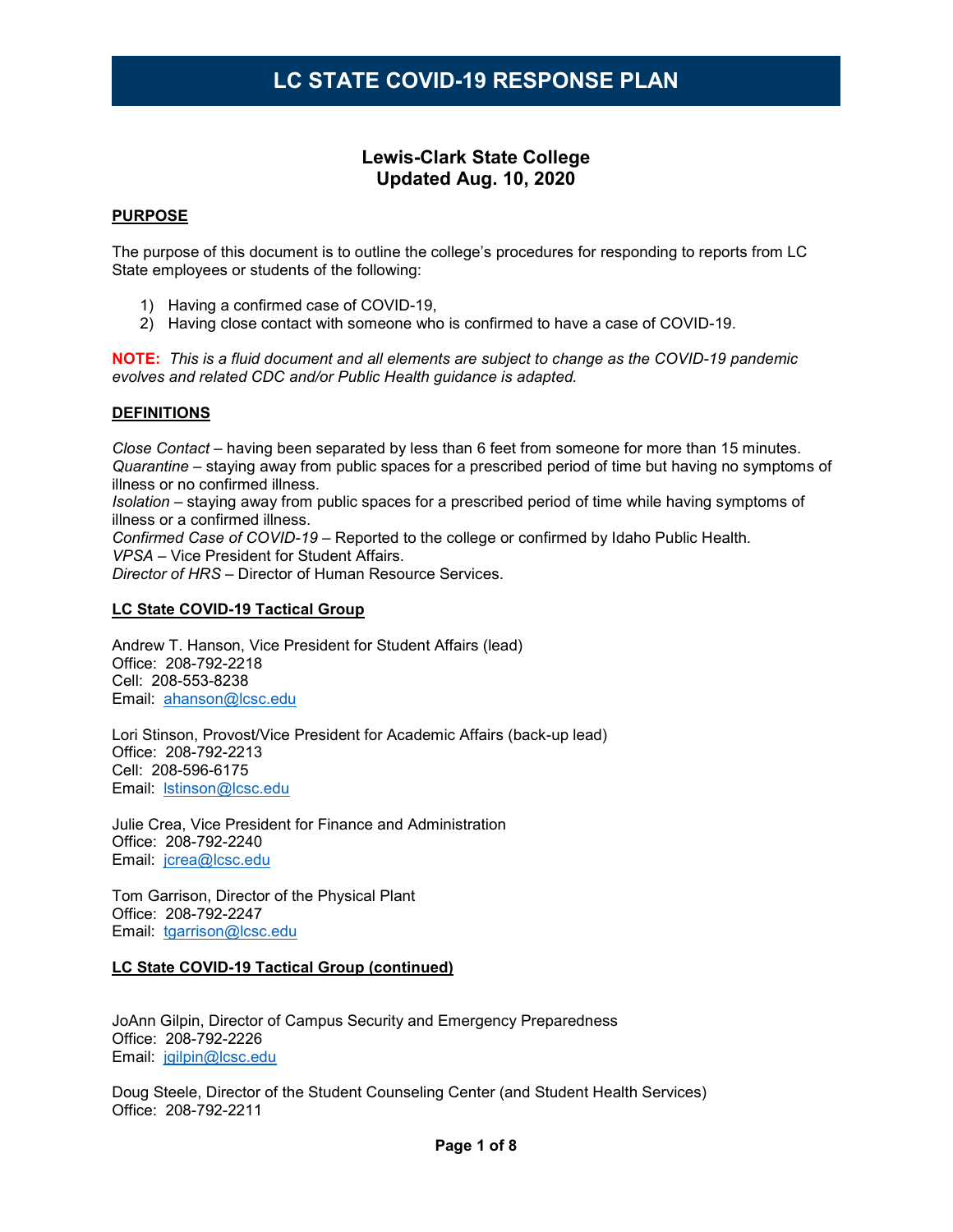# LC STATE COVID-19 RESPONSE PLAN

## Lewis-Clark State College
## Updated Aug. 10, 2020

**PURPOSE**

The purpose of this document is to outline the college's procedures for responding to reports from LC State employees or students of the following:

1) Having a confirmed case of COVID-19,
2) Having close contact with someone who is confirmed to have a case of COVID-19.

**NOTE:** *This is a fluid document and all elements are subject to change as the COVID-19 pandemic evolves and related CDC and/or Public Health guidance is adapted.*

**DEFINITIONS**

*Close Contact* – having been separated by less than 6 feet from someone for more than 15 minutes.
*Quarantine* – staying away from public spaces for a prescribed period of time but having no symptoms of illness or no confirmed illness.
*Isolation* – staying away from public spaces for a prescribed period of time while having symptoms of illness or a confirmed illness.
*Confirmed Case of COVID-19* – Reported to the college or confirmed by Idaho Public Health.
*VPSA* – Vice President for Student Affairs.
*Director of HRS* – Director of Human Resource Services.

**LC State COVID-19 Tactical Group**

Andrew T. Hanson, Vice President for Student Affairs (lead)
Office: 208-792-2218
Cell: 208-553-8238
Email: ahanson@lcsc.edu

Lori Stinson, Provost/Vice President for Academic Affairs (back-up lead)
Office: 208-792-2213
Cell: 208-596-6175
Email: lstinson@lcsc.edu

Julie Crea, Vice President for Finance and Administration
Office: 208-792-2240
Email: jcrea@lcsc.edu

Tom Garrison, Director of the Physical Plant
Office: 208-792-2247
Email: tgarrison@lcsc.edu

**LC State COVID-19 Tactical Group (continued)**

JoAnn Gilpin, Director of Campus Security and Emergency Preparedness
Office: 208-792-2226
Email: jgilpin@lcsc.edu

Doug Steele, Director of the Student Counseling Center (and Student Health Services)
Office: 208-792-2211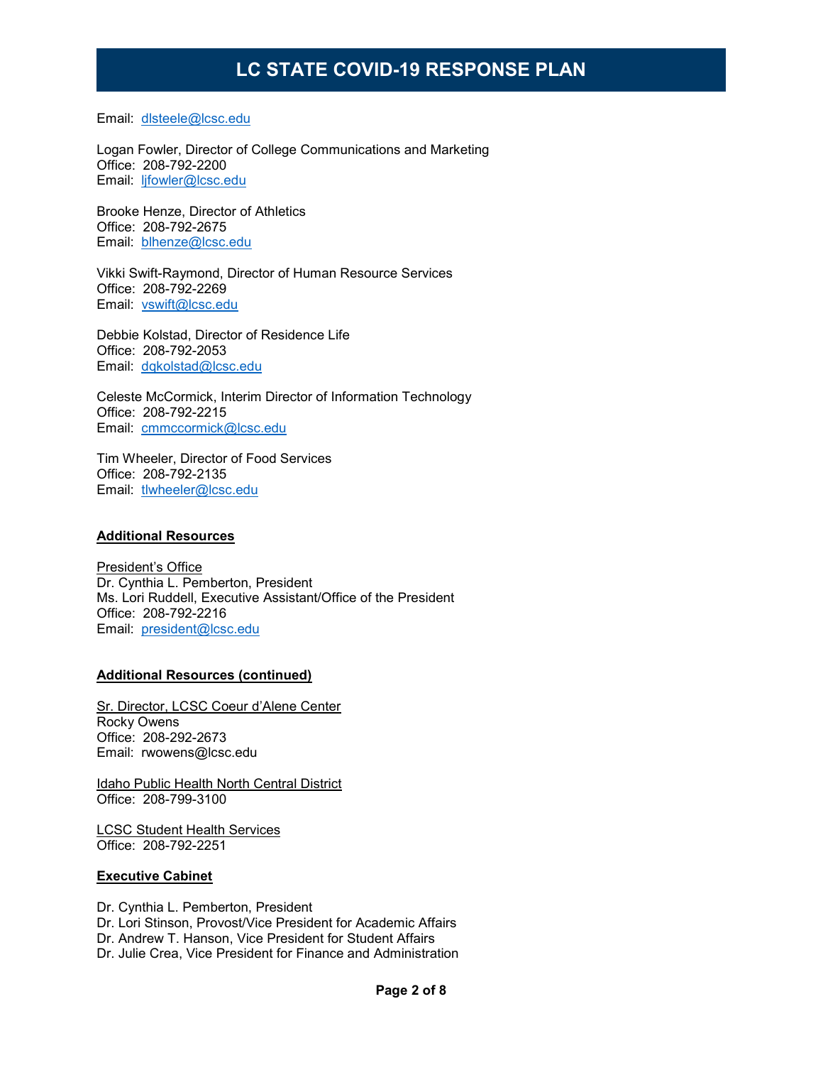Email: dlsteele@lcsc.edu

Logan Fowler, Director of College Communications and Marketing
Office: 208-792-2200
Email: ljfowler@lcsc.edu

Brooke Henze, Director of Athletics
Office: 208-792-2675
Email: blhenze@lcsc.edu

Vikki Swift-Raymond, Director of Human Resource Services
Office: 208-792-2269
Email: vswift@lcsc.edu

Debbie Kolstad, Director of Residence Life
Office: 208-792-2053
Email: dqkolstad@lcsc.edu

Celeste McCormick, Interim Director of Information Technology
Office: 208-792-2215
Email: cmmccormick@lcsc.edu

Tim Wheeler, Director of Food Services
Office: 208-792-2135
Email: tlwheeler@lcsc.edu

## Additional Resources

President's Office
Dr. Cynthia L. Pemberton, President
Ms. Lori Ruddell, Executive Assistant/Office of the President
Office: 208-792-2216
Email: president@lcsc.edu

## Additional Resources (continued)

Sr. Director, LCSC Coeur d'Alene Center
Rocky Owens
Office: 208-292-2673
Email: rwowens@lcsc.edu

Idaho Public Health North Central District
Office: 208-799-3100

LCSC Student Health Services
Office: 208-792-2251

## Executive Cabinet

Dr. Cynthia L. Pemberton, President
Dr. Lori Stinson, Provost/Vice President for Academic Affairs
Dr. Andrew T. Hanson, Vice President for Student Affairs
Dr. Julie Crea, Vice President for Finance and Administration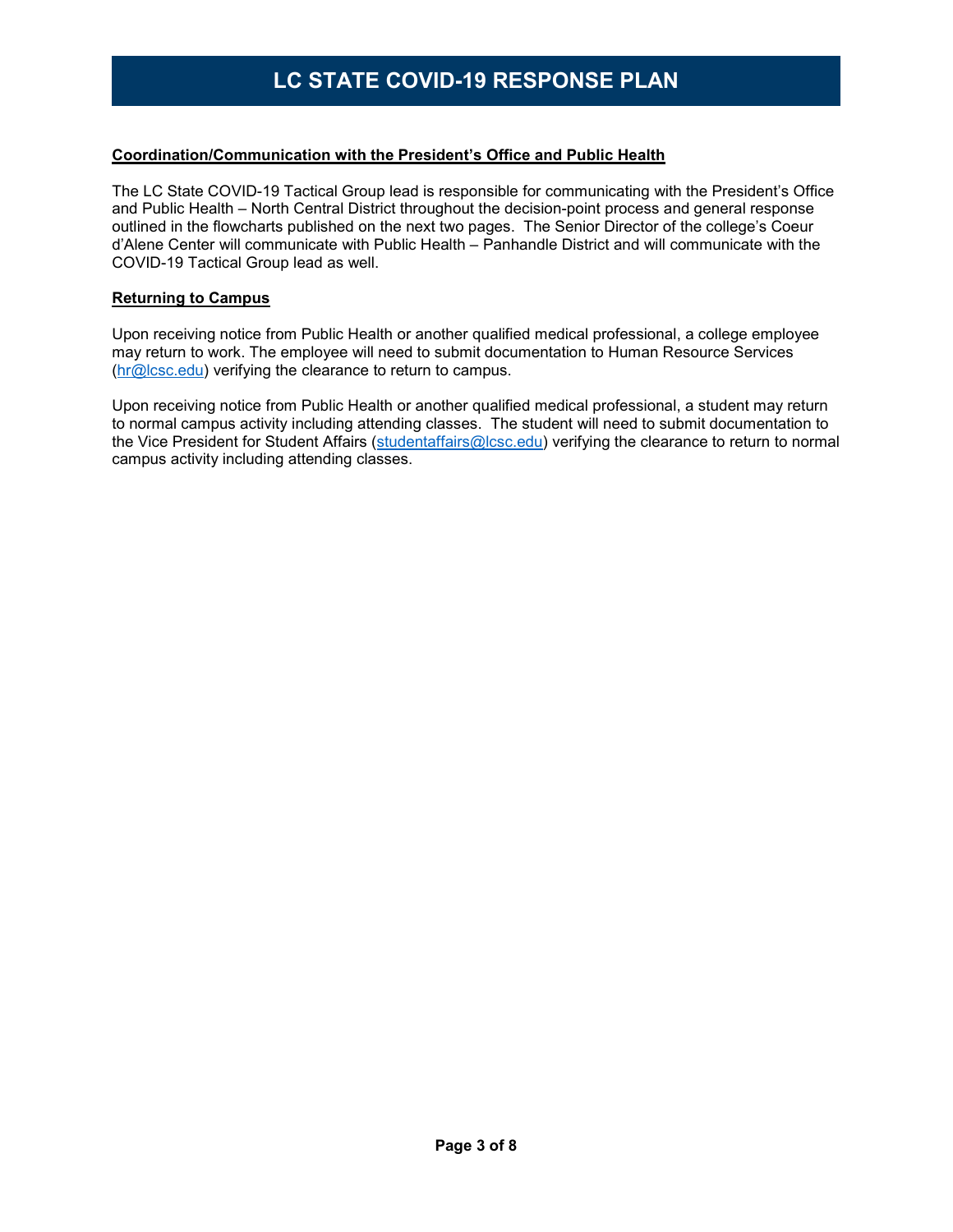# LC STATE COVID-19 RESPONSE PLAN

**Coordination/Communication with the President's Office and Public Health**

The LC State COVID-19 Tactical Group lead is responsible for communicating with the President's Office and Public Health – North Central District throughout the decision-point process and general response outlined in the flowcharts published on the next two pages. The Senior Director of the college's Coeur d'Alene Center will communicate with Public Health – Panhandle District and will communicate with the COVID-19 Tactical Group lead as well.

**Returning to Campus**

Upon receiving notice from Public Health or another qualified medical professional, a college employee may return to work. The employee will need to submit documentation to Human Resource Services (hr@lcsc.edu) verifying the clearance to return to campus.

Upon receiving notice from Public Health or another qualified medical professional, a student may return to normal campus activity including attending classes. The student will need to submit documentation to the Vice President for Student Affairs (studentaffairs@lcsc.edu) verifying the clearance to return to normal campus activity including attending classes.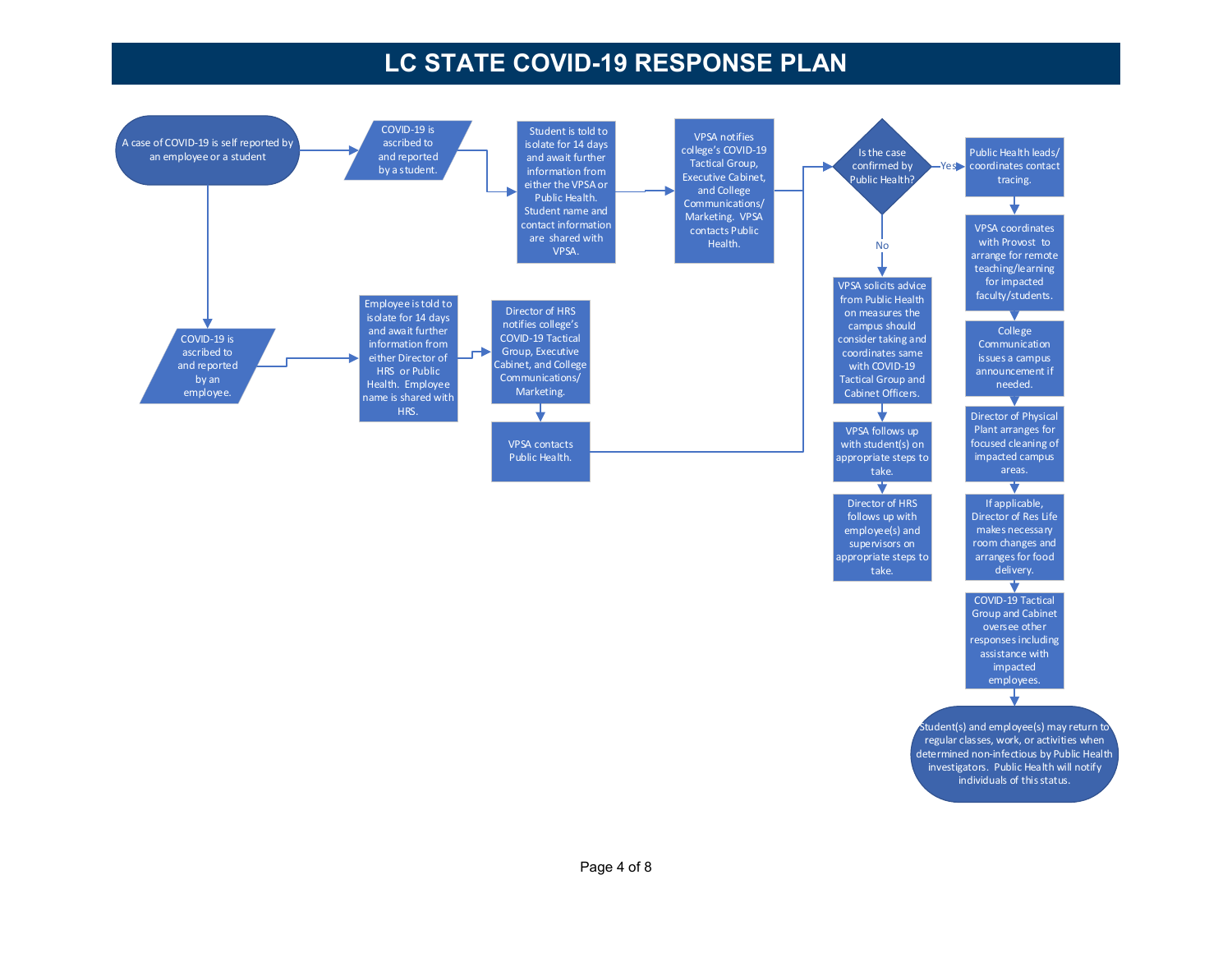# LC STATE COVID-19 RESPONSE PLAN

A case of COVID-19 is self reported by an employee or a student

**Student path:**

1. COVID-19 is ascribed to and reported by a student.
2. Student is told to isolate for 14 days and await further information from either the VPSA or Public Health. Student name and contact information are shared with VPSA.
3. VPSA notifies college's COVID-19 Tactical Group, Executive Cabinet, and College Communications/ Marketing. VPSA contacts Public Health.

**Employee path:**

1. COVID-19 is ascribed to and reported by an employee.
2. Employee is told to isolate for 14 days and await further information from either Director of HRS or Public Health. Employee name is shared with HRS.
3. Director of HRS notifies college's COVID-19 Tactical Group, Executive Cabinet, and College Communications/ Marketing.
4. VPSA contacts Public Health.

**Is the case confirmed by Public Health?**

**No:**

1. VPSA solicits advice from Public Health on measures the campus should consider taking and coordinates same with COVID-19 Tactical Group and Cabinet Officers.
2. VPSA follows up with student(s) on appropriate steps to take.
3. Director of HRS follows up with employee(s) and supervisors on appropriate steps to take.

**Yes:**

1. Public Health leads/ coordinates contact tracing.
2. VPSA coordinates with Provost to arrange for remote teaching/learning for impacted faculty/students.
3. College Communication issues a campus announcement if needed.
4. Director of Physical Plant arranges for focused cleaning of impacted campus areas.
5. If applicable, Director of Res Life makes necessary room changes and arranges for food delivery.
6. COVID-19 Tactical Group and Cabinet oversee other responses including assistance with impacted employees.
7. Student(s) and employee(s) may return to regular classes, work, or activities when determined non-infectious by Public Health investigators. Public Health will notify individuals of this status.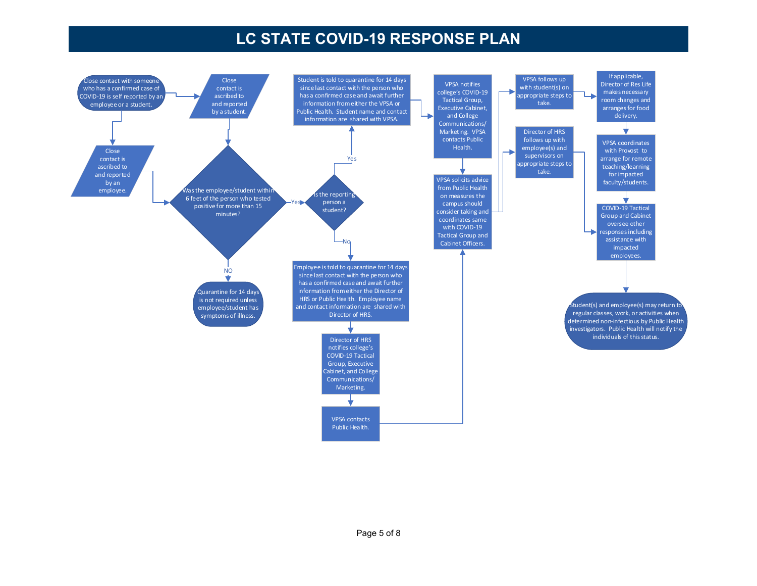# LC STATE COVID-19 RESPONSE PLAN

Close contact with someone who has a confirmed case of COVID-19 is self reported by an employee or a student.

Close contact is ascribed to and reported by a student.

Close contact is ascribed to and reported by an employee.

Was the employee/student within 6 feet of the person who tested positive for more than 15 minutes?

NO

Quarantine for 14 days is not required unless employee/student has symptoms of illness.

Yes

Is the reporting person a student?

Yes

Student is told to quarantine for 14 days since last contact with the person who has a confirmed case and await further information from either the VPSA or Public Health. Student name and contact information are shared with VPSA.

No

Employee is told to quarantine for 14 days since last contact with the person who has a confirmed case and await further information from either the Director of HRS or Public Health. Employee name and contact information are shared with Director of HRS.

Director of HRS notifies college's COVID-19 Tactical Group, Executive Cabinet, and College Communications/ Marketing.

VPSA contacts Public Health.

VPSA notifies college's COVID-19 Tactical Group, Executive Cabinet, and College Communications/ Marketing. VPSA contacts Public Health.

VPSA solicits advice from Public Health on measures the campus should consider taking and coordinates same with COVID-19 Tactical Group and Cabinet Officers.

VPSA follows up with student(s) on appropriate steps to take.

Director of HRS follows up with employee(s) and supervisors on appropriate steps to take.

If applicable, Director of Res Life makes necessary room changes and arranges for food delivery.

VPSA coordinates with Provost to arrange for remote teaching/learning for impacted faculty/students.

COVID-19 Tactical Group and Cabinet oversee other responses including assistance with impacted employees.

Student(s) and employee(s) may return to regular classes, work, or activities when determined non-infectious by Public Health investigators. Public Health will notify the individuals of this status.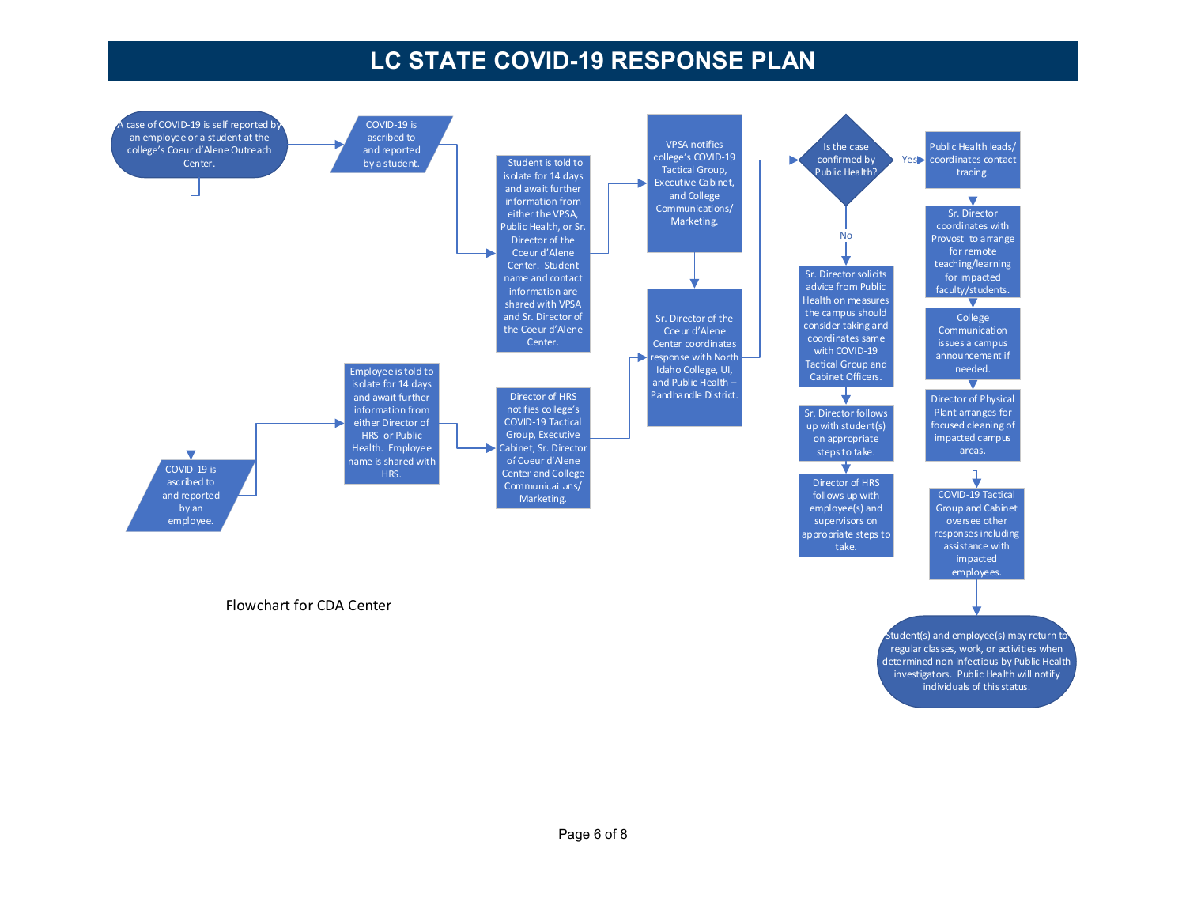# LC STATE COVID-19 RESPONSE PLAN

A case of COVID-19 is self reported by an employee or a student at the college's Coeur d'Alene Outreach Center.

COVID-19 is ascribed to and reported by a student.

Student is told to isolate for 14 days and await further information from either the VPSA, Public Health, or Sr. Director of the Coeur d'Alene Center. Student name and contact information are shared with VPSA and Sr. Director of the Coeur d'Alene Center.

VPSA notifies college's COVID-19 Tactical Group, Executive Cabinet, and College Communications/ Marketing.

COVID-19 is ascribed to and reported by an employee.

Employee is told to isolate for 14 days and await further information from either Director of HRS or Public Health. Employee name is shared with HRS.

Director of HRS notifies college's COVID-19 Tactical Group, Executive Cabinet, Sr. Director of Coeur d'Alene Center and College Communications/ Marketing.

Sr. Director of the Coeur d'Alene Center coordinates response with North Idaho College, UI, and Public Health – Pandhandle District.

Is the case confirmed by Public Health?

**Yes:**

- Public Health leads/ coordinates contact tracing.
- Sr. Director coordinates with Provost to arrange for remote teaching/learning for impacted faculty/students.
- College Communication issues a campus announcement if needed.
- Director of Physical Plant arranges for focused cleaning of impacted campus areas.
- COVID-19 Tactical Group and Cabinet oversee other responses including assistance with impacted employees.
- Student(s) and employee(s) may return to regular classes, work, or activities when determined non-infectious by Public Health investigators. Public Health will notify individuals of this status.

**No:**

- Sr. Director solicits advice from Public Health on measures the campus should consider taking and coordinates same with COVID-19 Tactical Group and Cabinet Officers.
- Sr. Director follows up with student(s) on appropriate steps to take.
- Director of HRS follows up with employee(s) and supervisors on appropriate steps to take.

Flowchart for CDA Center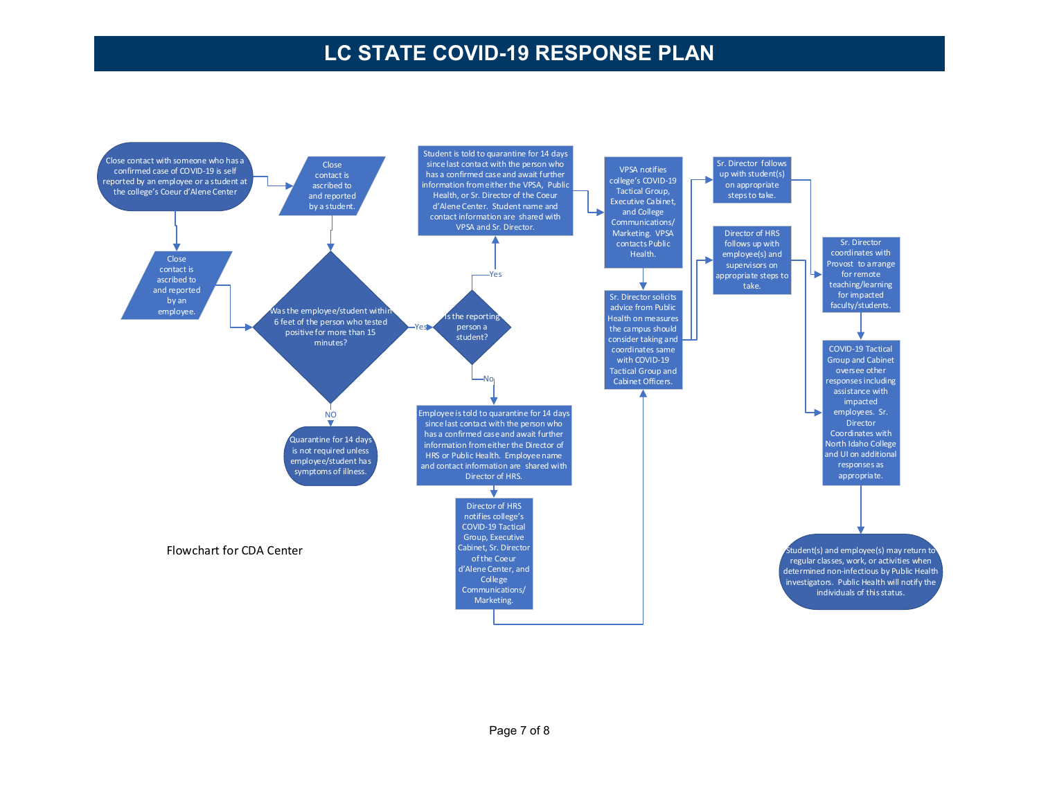# LC STATE COVID-19 RESPONSE PLAN

Close contact with someone who has a confirmed case of COVID-19 is self reported by an employee or a student at the college's Coeur d'Alene Center

Close contact is ascribed to and reported by a student.

Close contact is ascribed to and reported by an employee.

Was the employee/student within 6 feet of the person who tested positive for more than 15 minutes?

NO

Quarantine for 14 days is not required unless employee/student has symptoms of illness.

Yes

Is the reporting person a student?

Yes

Student is told to quarantine for 14 days since last contact with the person who has a confirmed case and await further information from either the VPSA, Public Health, or Sr. Director of the Coeur d'Alene Center. Student name and contact information are shared with VPSA and Sr. Director.

No

Employee is told to quarantine for 14 days since last contact with the person who has a confirmed case and await further information from either the Director of HRS or Public Health. Employee name and contact information are shared with Director of HRS.

Director of HRS notifies college's COVID-19 Tactical Group, Executive Cabinet, Sr. Director of the Coeur d'Alene Center, and College Communications/ Marketing.

VPSA notifies college's COVID-19 Tactical Group, Executive Cabinet, and College Communications/ Marketing. VPSA contacts Public Health.

Sr. Director solicits advice from Public Health on measures the campus should consider taking and coordinates same with COVID-19 Tactical Group and Cabinet Officers.

Sr. Director follows up with student(s) on appropriate steps to take.

Director of HRS follows up with employee(s) and supervisors on appropriate steps to take.

Sr. Director coordinates with Provost to arrange for remote teaching/learning for impacted faculty/students.

COVID-19 Tactical Group and Cabinet oversee other responses including assistance with impacted employees. Sr. Director Coordinates with North Idaho College and UI on additional responses as appropriate.

Student(s) and employee(s) may return to regular classes, work, or activities when determined non-infectious by Public Health investigators. Public Health will notify the individuals of this status.

Flowchart for CDA Center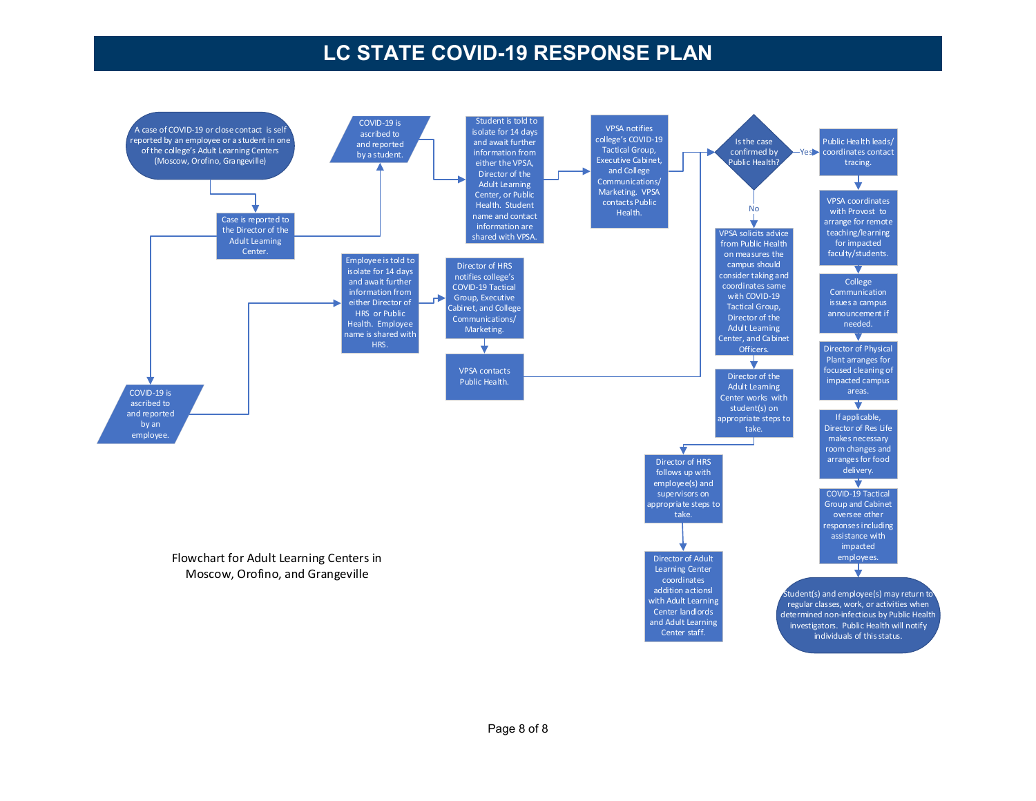# LC STATE COVID-19 RESPONSE PLAN

A case of COVID-19 or close contact is self reported by an employee or a student in one of the college's Adult Learning Centers (Moscow, Orofino, Grangeville)

Case is reported to the Director of the Adult Learning Center.

COVID-19 is ascribed to and reported by a student.

Student is told to isolate for 14 days and await further information from either the VPSA, Director of the Adult Learning Center, or Public Health. Student name and contact information are shared with VPSA.

VPSA notifies college's COVID-19 Tactical Group, Executive Cabinet, and College Communications/ Marketing. VPSA contacts Public Health.

COVID-19 is ascribed to and reported by an employee.

Employee is told to isolate for 14 days and await further information from either Director of HRS or Public Health. Employee name is shared with HRS.

Director of HRS notifies college's COVID-19 Tactical Group, Executive Cabinet, and College Communications/ Marketing.

VPSA contacts Public Health.

Is the case confirmed by Public Health?

Yes:

Public Health leads/ coordinates contact tracing.

VPSA coordinates with Provost to arrange for remote teaching/learning for impacted faculty/students.

College Communication issues a campus announcement if needed.

Director of Physical Plant arranges for focused cleaning of impacted campus areas.

If applicable, Director of Res Life makes necessary room changes and arranges for food delivery.

COVID-19 Tactical Group and Cabinet oversee other responses including assistance with impacted employees.

Student(s) and employee(s) may return to regular classes, work, or activities when determined non-infectious by Public Health investigators. Public Health will notify individuals of this status.

No:

VPSA solicits advice from Public Health on measures the campus should consider taking and coordinates same with COVID-19 Tactical Group, Director of the Adult Learning Center, and Cabinet Officers.

Director of the Adult Learning Center works with student(s) on appropriate steps to take.

Director of HRS follows up with employee(s) and supervisors on appropriate steps to take.

Director of Adult Learning Center coordinates addition actionsl with Adult Learning Center landlords and Adult Learning Center staff.

Flowchart for Adult Learning Centers in Moscow, Orofino, and Grangeville